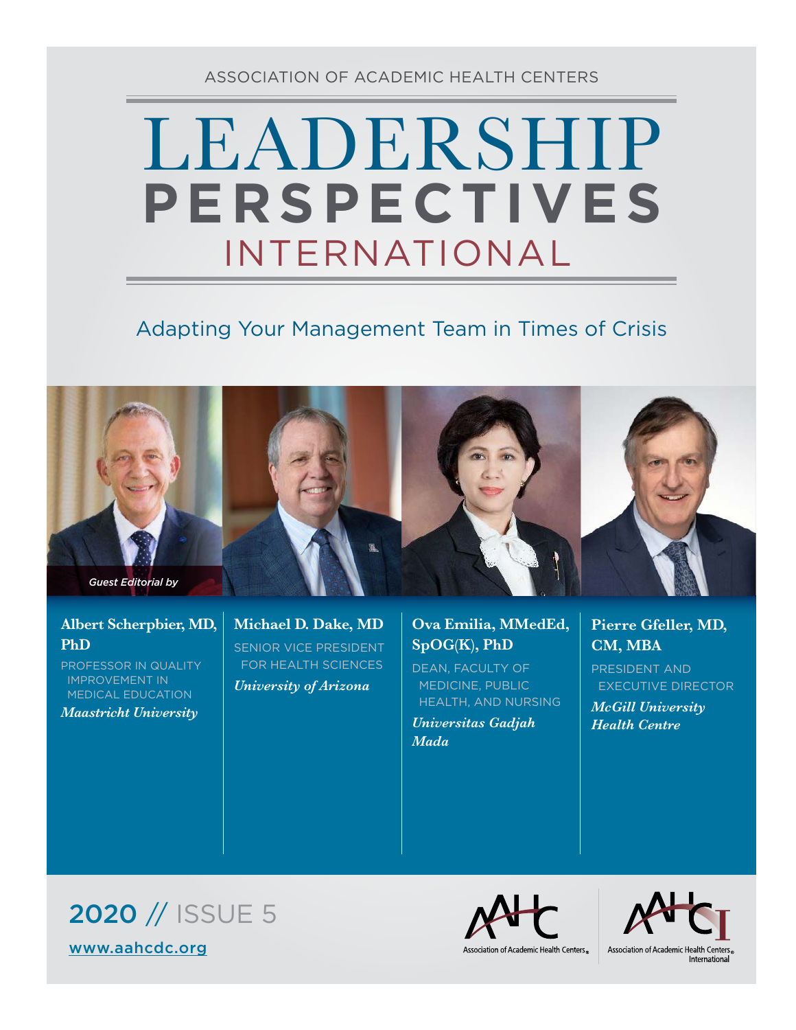ASSOCIATION OF ACADEMIC HEALTH CENTERS

# LEADERSHIP PERSPECTIVES INTERNATIONAL

## Adapting Your Management Team in Times of Crisis

*Guest Editorial by*

**Albert Scherpbier, MD, PhD**
PROFESSOR IN QUALITY IMPROVEMENT IN MEDICAL EDUCATION
***Maastricht University***

**Michael D. Dake, MD**
SENIOR VICE PRESIDENT FOR HEALTH SCIENCES
***University of Arizona***

**Ova Emilia, MMedEd, SpOG(K), PhD**
DEAN, FACULTY OF MEDICINE, PUBLIC HEALTH, AND NURSING
***Universitas Gadjah Mada***

**Pierre Gfeller, MD, CM, MBA**
PRESIDENT AND EXECUTIVE DIRECTOR
***McGill University Health Centre***

2020 // ISSUE 5

www.aahcdc.org

Association of Academic Health Centers®

Association of Academic Health Centers® International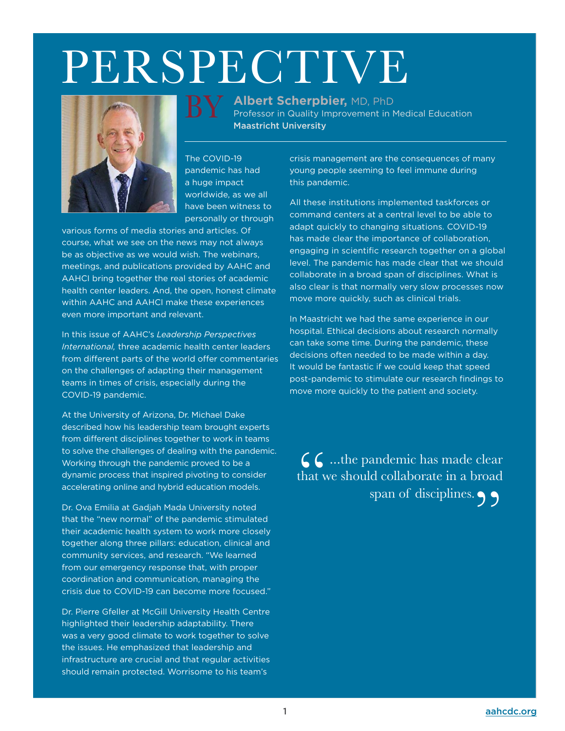# PERSPECTIVE

BY **Albert Scherpbier,** MD, PhD
Professor in Quality Improvement in Medical Education
**Maastricht University**

The COVID-19 pandemic has had a huge impact worldwide, as we all have been witness to personally or through various forms of media stories and articles. Of course, what we see on the news may not always be as objective as we would wish. The webinars, meetings, and publications provided by AAHC and AAHCI bring together the real stories of academic health center leaders. And, the open, honest climate within AAHC and AAHCI make these experiences even more important and relevant.

In this issue of AAHC's *Leadership Perspectives International,* three academic health center leaders from different parts of the world offer commentaries on the challenges of adapting their management teams in times of crisis, especially during the COVID-19 pandemic.

At the University of Arizona, Dr. Michael Dake described how his leadership team brought experts from different disciplines together to work in teams to solve the challenges of dealing with the pandemic. Working through the pandemic proved to be a dynamic process that inspired pivoting to consider accelerating online and hybrid education models.

Dr. Ova Emilia at Gadjah Mada University noted that the "new normal" of the pandemic stimulated their academic health system to work more closely together along three pillars: education, clinical and community services, and research. "We learned from our emergency response that, with proper coordination and communication, managing the crisis due to COVID-19 can become more focused."

Dr. Pierre Gfeller at McGill University Health Centre highlighted their leadership adaptability. There was a very good climate to work together to solve the issues. He emphasized that leadership and infrastructure are crucial and that regular activities should remain protected. Worrisome to his team's crisis management are the consequences of many young people seeming to feel immune during this pandemic.

All these institutions implemented taskforces or command centers at a central level to be able to adapt quickly to changing situations. COVID-19 has made clear the importance of collaboration, engaging in scientific research together on a global level. The pandemic has made clear that we should collaborate in a broad span of disciplines. What is also clear is that normally very slow processes now move more quickly, such as clinical trials.

In Maastricht we had the same experience in our hospital. Ethical decisions about research normally can take some time. During the pandemic, these decisions often needed to be made within a day. It would be fantastic if we could keep that speed post-pandemic to stimulate our research findings to move more quickly to the patient and society.

> "...the pandemic has made clear that we should collaborate in a broad span of disciplines."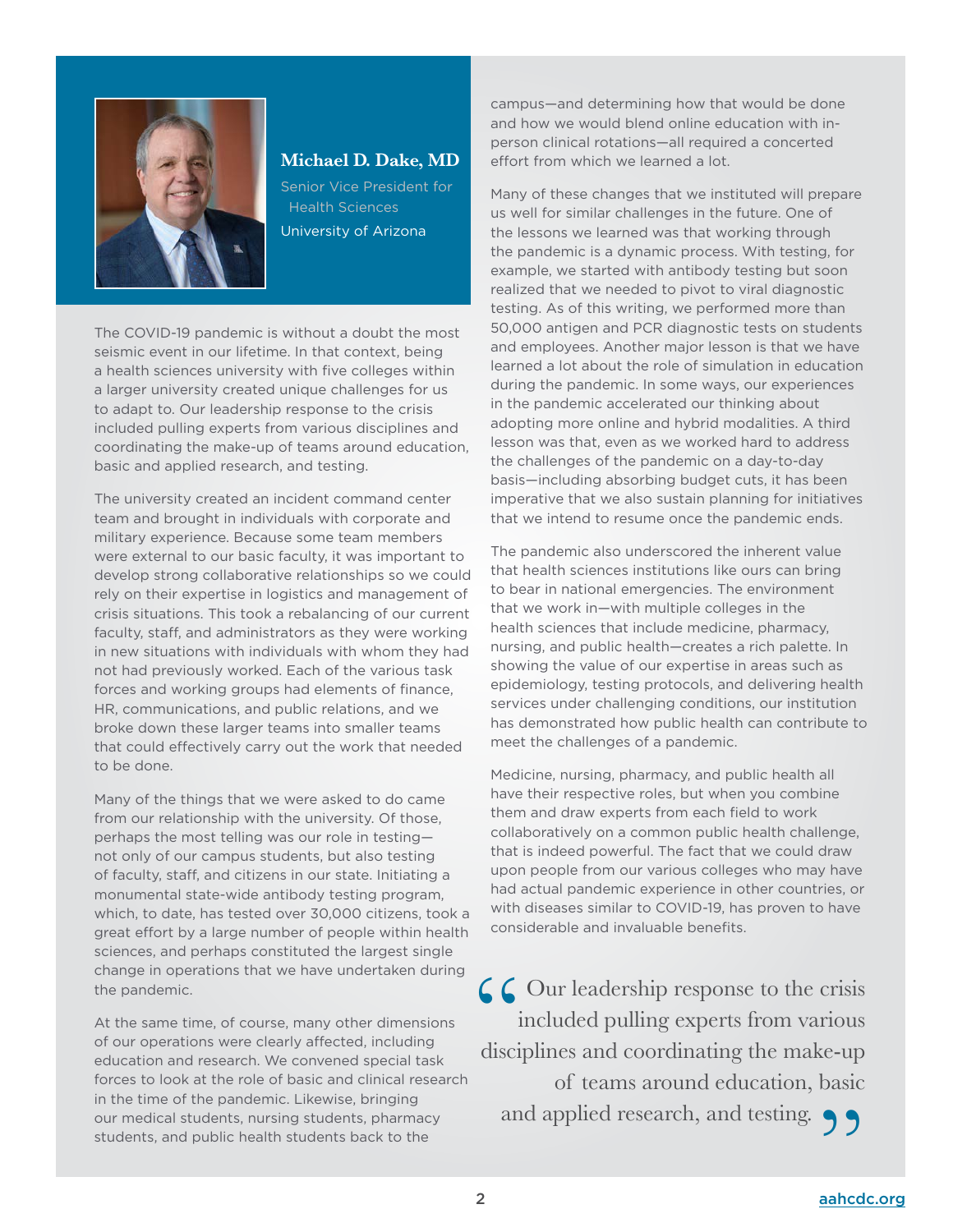**Michael D. Dake, MD**

Senior Vice President for Health Sciences

University of Arizona

The COVID-19 pandemic is without a doubt the most seismic event in our lifetime. In that context, being a health sciences university with five colleges within a larger university created unique challenges for us to adapt to. Our leadership response to the crisis included pulling experts from various disciplines and coordinating the make-up of teams around education, basic and applied research, and testing.

The university created an incident command center team and brought in individuals with corporate and military experience. Because some team members were external to our basic faculty, it was important to develop strong collaborative relationships so we could rely on their expertise in logistics and management of crisis situations. This took a rebalancing of our current faculty, staff, and administrators as they were working in new situations with individuals with whom they had not had previously worked. Each of the various task forces and working groups had elements of finance, HR, communications, and public relations, and we broke down these larger teams into smaller teams that could effectively carry out the work that needed to be done.

Many of the things that we were asked to do came from our relationship with the university. Of those, perhaps the most telling was our role in testing—not only of our campus students, but also testing of faculty, staff, and citizens in our state. Initiating a monumental state-wide antibody testing program, which, to date, has tested over 30,000 citizens, took a great effort by a large number of people within health sciences, and perhaps constituted the largest single change in operations that we have undertaken during the pandemic.

At the same time, of course, many other dimensions of our operations were clearly affected, including education and research. We convened special task forces to look at the role of basic and clinical research in the time of the pandemic. Likewise, bringing our medical students, nursing students, pharmacy students, and public health students back to the campus—and determining how that would be done and how we would blend online education with in-person clinical rotations—all required a concerted effort from which we learned a lot.

Many of these changes that we instituted will prepare us well for similar challenges in the future. One of the lessons we learned was that working through the pandemic is a dynamic process. With testing, for example, we started with antibody testing but soon realized that we needed to pivot to viral diagnostic testing. As of this writing, we performed more than 50,000 antigen and PCR diagnostic tests on students and employees. Another major lesson is that we have learned a lot about the role of simulation in education during the pandemic. In some ways, our experiences in the pandemic accelerated our thinking about adopting more online and hybrid modalities. A third lesson was that, even as we worked hard to address the challenges of the pandemic on a day-to-day basis—including absorbing budget cuts, it has been imperative that we also sustain planning for initiatives that we intend to resume once the pandemic ends.

The pandemic also underscored the inherent value that health sciences institutions like ours can bring to bear in national emergencies. The environment that we work in—with multiple colleges in the health sciences that include medicine, pharmacy, nursing, and public health—creates a rich palette. In showing the value of our expertise in areas such as epidemiology, testing protocols, and delivering health services under challenging conditions, our institution has demonstrated how public health can contribute to meet the challenges of a pandemic.

Medicine, nursing, pharmacy, and public health all have their respective roles, but when you combine them and draw experts from each field to work collaboratively on a common public health challenge, that is indeed powerful. The fact that we could draw upon people from our various colleges who may have had actual pandemic experience in other countries, or with diseases similar to COVID-19, has proven to have considerable and invaluable benefits.

> "Our leadership response to the crisis included pulling experts from various disciplines and coordinating the make-up of teams around education, basic and applied research, and testing."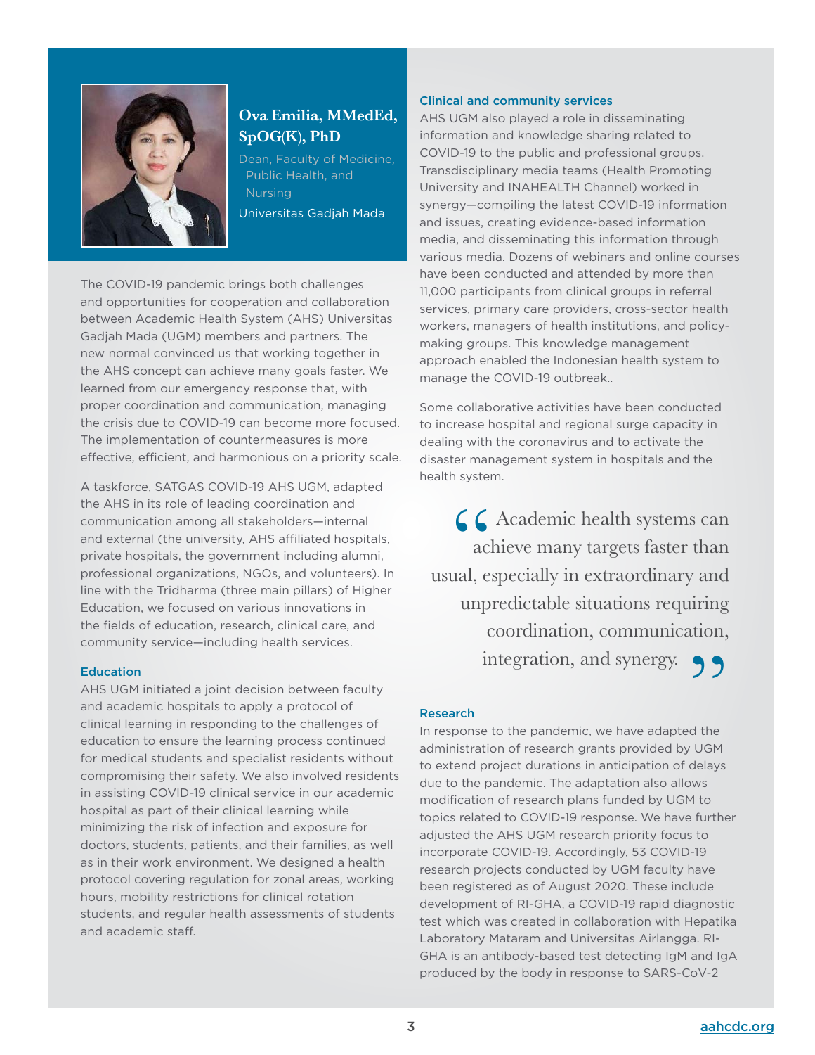## Ova Emilia, MMedEd, SpOG(K), PhD

Dean, Faculty of Medicine, Public Health, and Nursing

Universitas Gadjah Mada

The COVID-19 pandemic brings both challenges and opportunities for cooperation and collaboration between Academic Health System (AHS) Universitas Gadjah Mada (UGM) members and partners. The new normal convinced us that working together in the AHS concept can achieve many goals faster. We learned from our emergency response that, with proper coordination and communication, managing the crisis due to COVID-19 can become more focused. The implementation of countermeasures is more effective, efficient, and harmonious on a priority scale.

A taskforce, SATGAS COVID-19 AHS UGM, adapted the AHS in its role of leading coordination and communication among all stakeholders—internal and external (the university, AHS affiliated hospitals, private hospitals, the government including alumni, professional organizations, NGOs, and volunteers). In line with the Tridharma (three main pillars) of Higher Education, we focused on various innovations in the fields of education, research, clinical care, and community service—including health services.

### Education

AHS UGM initiated a joint decision between faculty and academic hospitals to apply a protocol of clinical learning in responding to the challenges of education to ensure the learning process continued for medical students and specialist residents without compromising their safety. We also involved residents in assisting COVID-19 clinical service in our academic hospital as part of their clinical learning while minimizing the risk of infection and exposure for doctors, students, patients, and their families, as well as in their work environment. We designed a health protocol covering regulation for zonal areas, working hours, mobility restrictions for clinical rotation students, and regular health assessments of students and academic staff.

### Clinical and community services

AHS UGM also played a role in disseminating information and knowledge sharing related to COVID-19 to the public and professional groups. Transdisciplinary media teams (Health Promoting University and INAHEALTH Channel) worked in synergy—compiling the latest COVID-19 information and issues, creating evidence-based information media, and disseminating this information through various media. Dozens of webinars and online courses have been conducted and attended by more than 11,000 participants from clinical groups in referral services, primary care providers, cross-sector health workers, managers of health institutions, and policy-making groups. This knowledge management approach enabled the Indonesian health system to manage the COVID-19 outbreak..

Some collaborative activities have been conducted to increase hospital and regional surge capacity in dealing with the coronavirus and to activate the disaster management system in hospitals and the health system.

> "Academic health systems can achieve many targets faster than usual, especially in extraordinary and unpredictable situations requiring coordination, communication, integration, and synergy."

### Research

In response to the pandemic, we have adapted the administration of research grants provided by UGM to extend project durations in anticipation of delays due to the pandemic. The adaptation also allows modification of research plans funded by UGM to topics related to COVID-19 response. We have further adjusted the AHS UGM research priority focus to incorporate COVID-19. Accordingly, 53 COVID-19 research projects conducted by UGM faculty have been registered as of August 2020. These include development of RI-GHA, a COVID-19 rapid diagnostic test which was created in collaboration with Hepatika Laboratory Mataram and Universitas Airlangga. RI-GHA is an antibody-based test detecting IgM and IgA produced by the body in response to SARS-CoV-2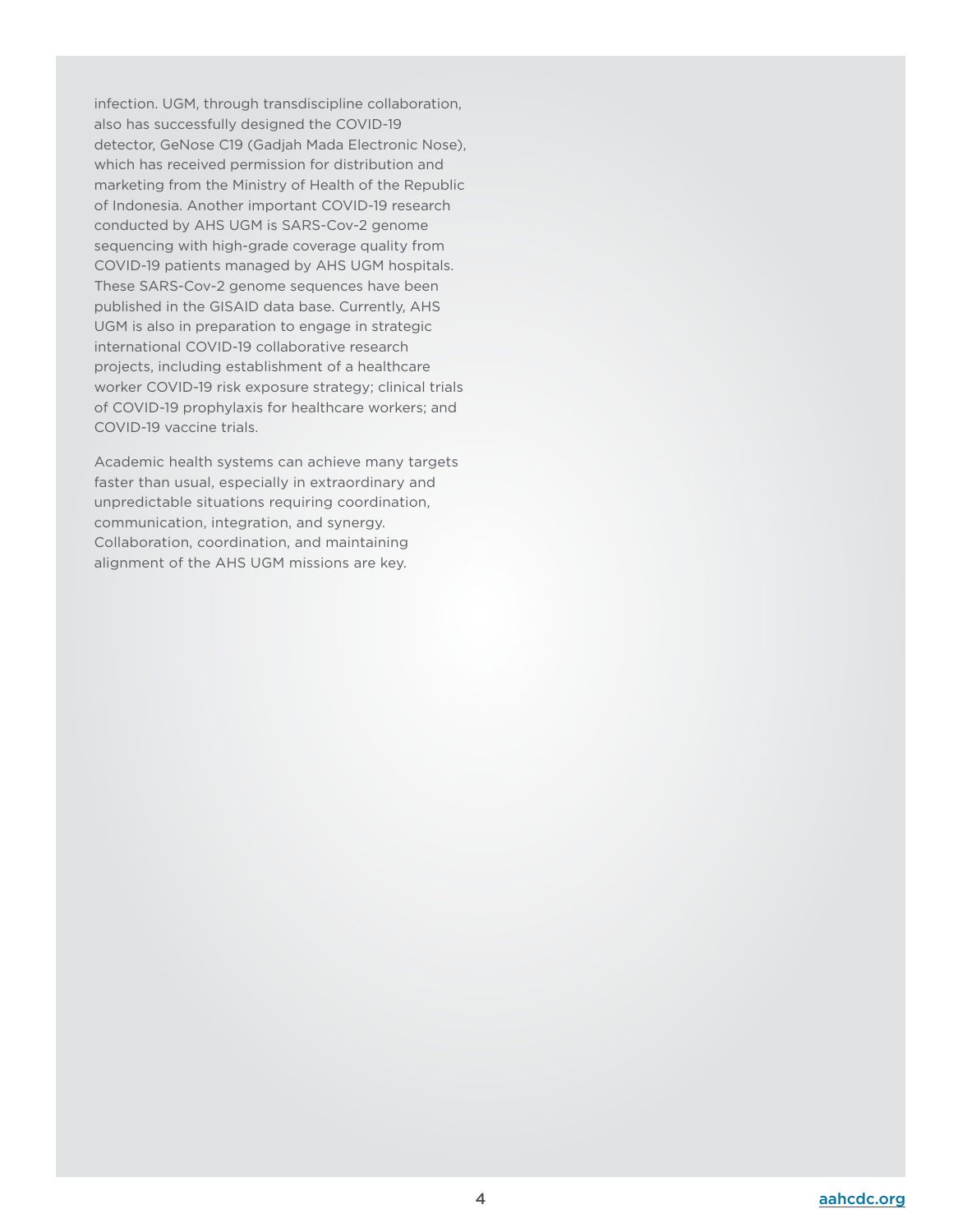infection. UGM, through transdiscipline collaboration, also has successfully designed the COVID-19 detector, GeNose C19 (Gadjah Mada Electronic Nose), which has received permission for distribution and marketing from the Ministry of Health of the Republic of Indonesia. Another important COVID-19 research conducted by AHS UGM is SARS-Cov-2 genome sequencing with high-grade coverage quality from COVID-19 patients managed by AHS UGM hospitals. These SARS-Cov-2 genome sequences have been published in the GISAID data base. Currently, AHS UGM is also in preparation to engage in strategic international COVID-19 collaborative research projects, including establishment of a healthcare worker COVID-19 risk exposure strategy; clinical trials of COVID-19 prophylaxis for healthcare workers; and COVID-19 vaccine trials.

Academic health systems can achieve many targets faster than usual, especially in extraordinary and unpredictable situations requiring coordination, communication, integration, and synergy. Collaboration, coordination, and maintaining alignment of the AHS UGM missions are key.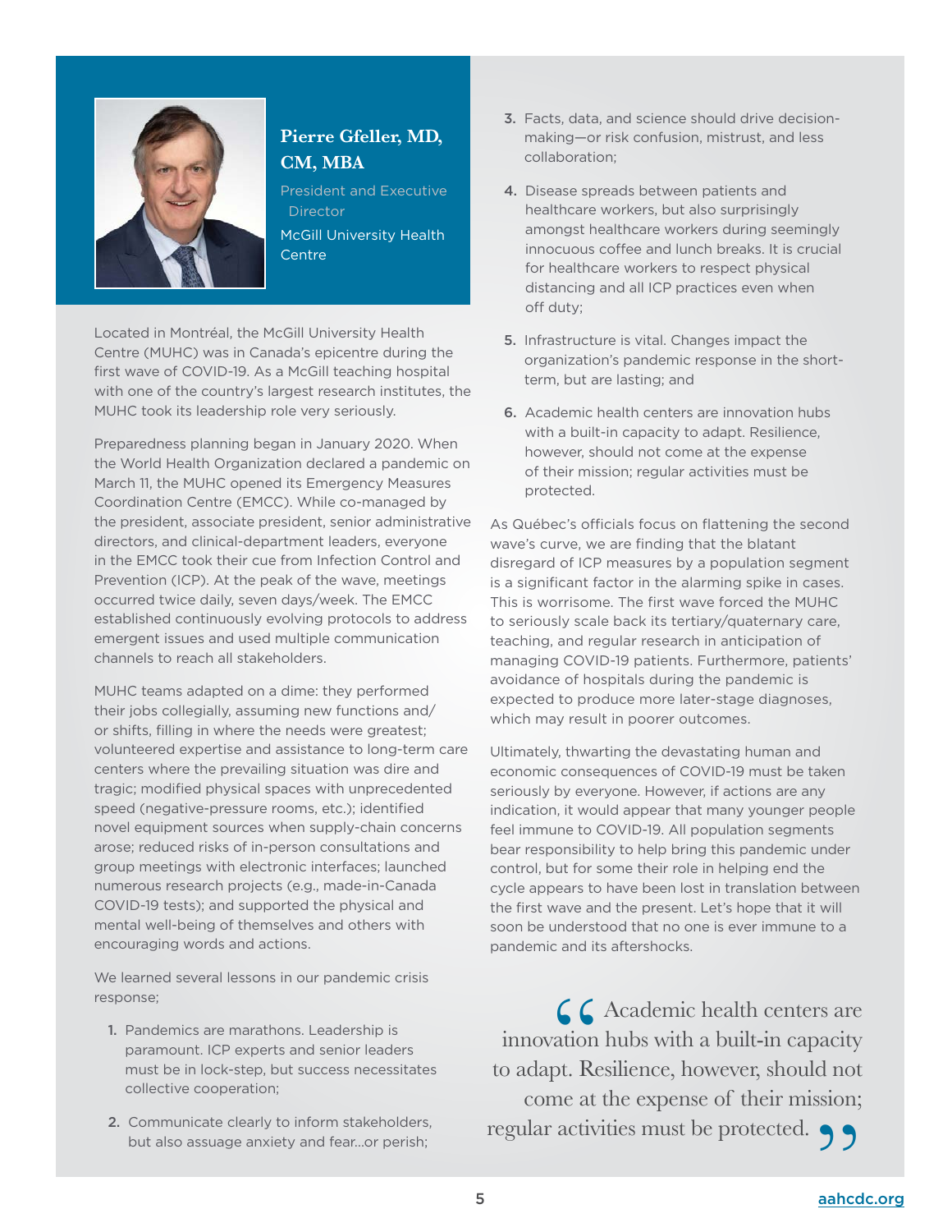## Pierre Gfeller, MD, CM, MBA

President and Executive Director

McGill University Health Centre

Located in Montréal, the McGill University Health Centre (MUHC) was in Canada's epicentre during the first wave of COVID-19. As a McGill teaching hospital with one of the country's largest research institutes, the MUHC took its leadership role very seriously.

Preparedness planning began in January 2020. When the World Health Organization declared a pandemic on March 11, the MUHC opened its Emergency Measures Coordination Centre (EMCC). While co-managed by the president, associate president, senior administrative directors, and clinical-department leaders, everyone in the EMCC took their cue from Infection Control and Prevention (ICP). At the peak of the wave, meetings occurred twice daily, seven days/week. The EMCC established continuously evolving protocols to address emergent issues and used multiple communication channels to reach all stakeholders.

MUHC teams adapted on a dime: they performed their jobs collegially, assuming new functions and/or shifts, filling in where the needs were greatest; volunteered expertise and assistance to long-term care centers where the prevailing situation was dire and tragic; modified physical spaces with unprecedented speed (negative-pressure rooms, etc.); identified novel equipment sources when supply-chain concerns arose; reduced risks of in-person consultations and group meetings with electronic interfaces; launched numerous research projects (e.g., made-in-Canada COVID-19 tests); and supported the physical and mental well-being of themselves and others with encouraging words and actions.

We learned several lessons in our pandemic crisis response;

1. Pandemics are marathons. Leadership is paramount. ICP experts and senior leaders must be in lock-step, but success necessitates collective cooperation;
2. Communicate clearly to inform stakeholders, but also assuage anxiety and fear...or perish;
3. Facts, data, and science should drive decision-making—or risk confusion, mistrust, and less collaboration;
4. Disease spreads between patients and healthcare workers, but also surprisingly amongst healthcare workers during seemingly innocuous coffee and lunch breaks. It is crucial for healthcare workers to respect physical distancing and all ICP practices even when off duty;
5. Infrastructure is vital. Changes impact the organization's pandemic response in the short-term, but are lasting; and
6. Academic health centers are innovation hubs with a built-in capacity to adapt. Resilience, however, should not come at the expense of their mission; regular activities must be protected.

As Québec's officials focus on flattening the second wave's curve, we are finding that the blatant disregard of ICP measures by a population segment is a significant factor in the alarming spike in cases. This is worrisome. The first wave forced the MUHC to seriously scale back its tertiary/quaternary care, teaching, and regular research in anticipation of managing COVID-19 patients. Furthermore, patients' avoidance of hospitals during the pandemic is expected to produce more later-stage diagnoses, which may result in poorer outcomes.

Ultimately, thwarting the devastating human and economic consequences of COVID-19 must be taken seriously by everyone. However, if actions are any indication, it would appear that many younger people feel immune to COVID-19. All population segments bear responsibility to help bring this pandemic under control, but for some their role in helping end the cycle appears to have been lost in translation between the first wave and the present. Let's hope that it will soon be understood that no one is ever immune to a pandemic and its aftershocks.

> "Academic health centers are innovation hubs with a built-in capacity to adapt. Resilience, however, should not come at the expense of their mission; regular activities must be protected."